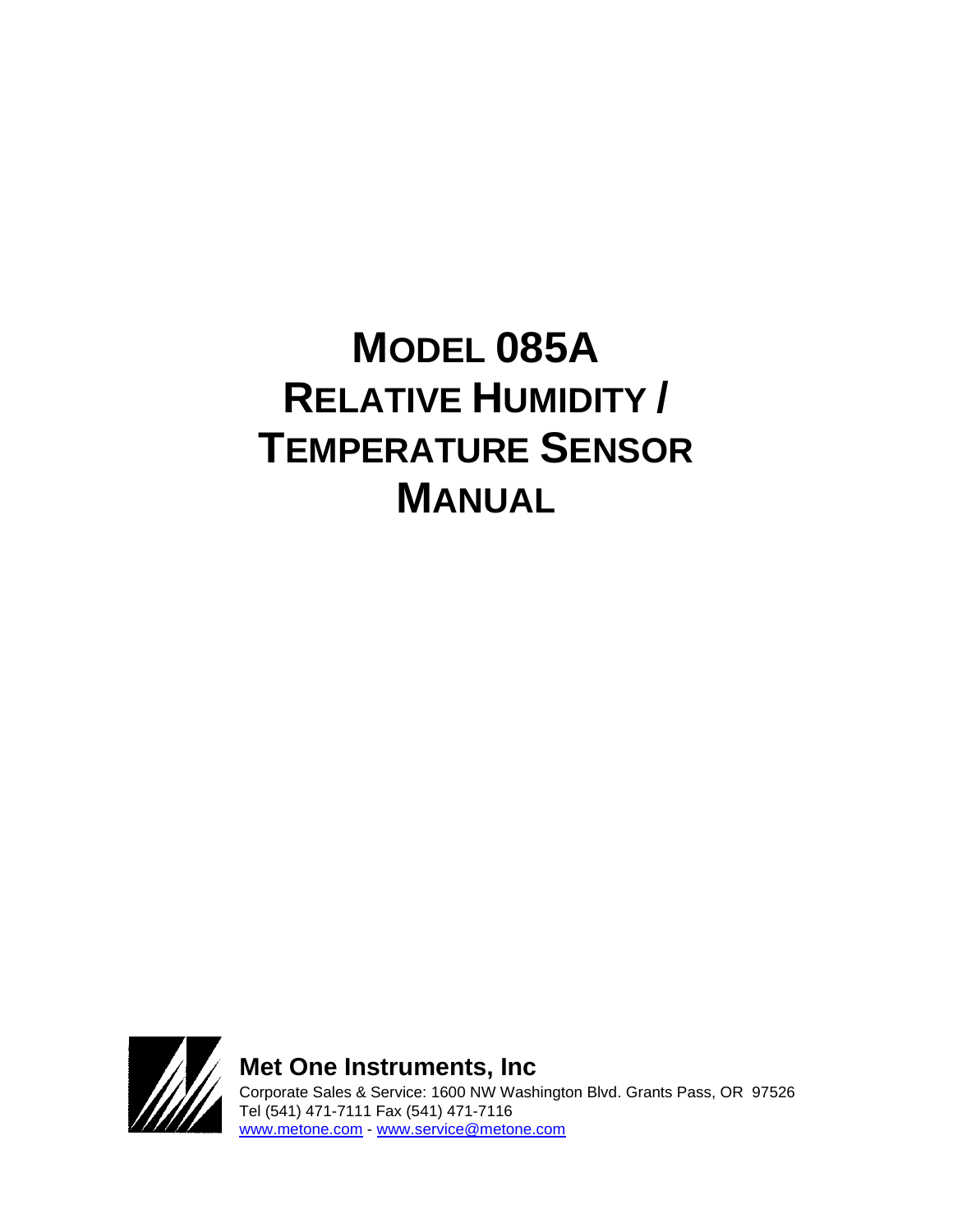# MODEL 085A RELATIVE HUMIDITY / TEMPERATURE SENSOR MANUAL

**Met One Instruments, Inc**

Corporate Sales & Service: 1600 NW Washington Blvd. Grants Pass, OR 97526
Tel (541) 471-7111 Fax (541) 471-7116
www.metone.com - www.service@metone.com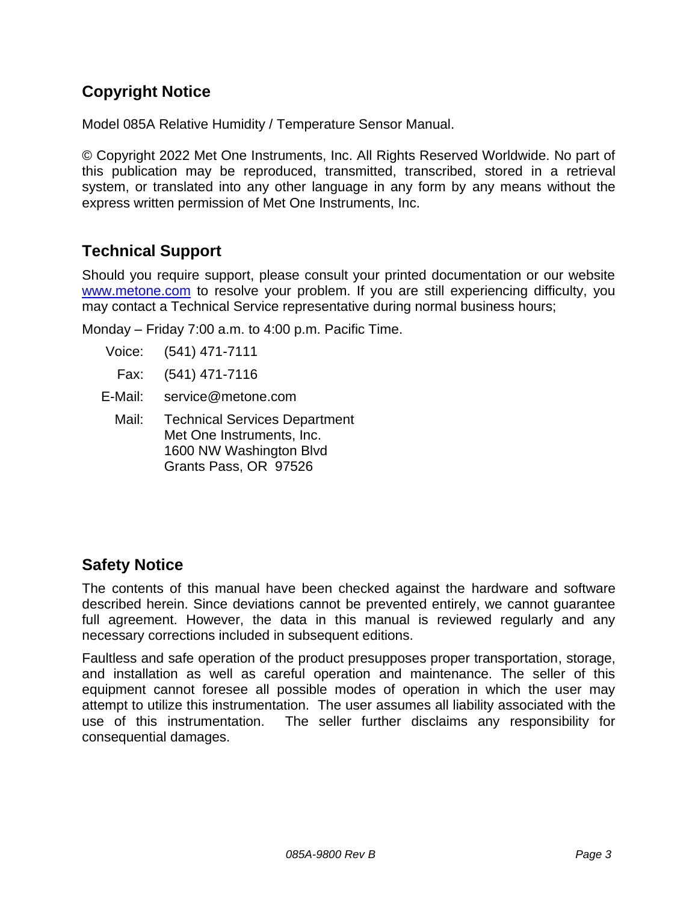## Copyright Notice

Model 085A Relative Humidity / Temperature Sensor Manual.

© Copyright 2022 Met One Instruments, Inc. All Rights Reserved Worldwide. No part of this publication may be reproduced, transmitted, transcribed, stored in a retrieval system, or translated into any other language in any form by any means without the express written permission of Met One Instruments, Inc.

## Technical Support

Should you require support, please consult your printed documentation or our website [www.metone.com](http://www.metone.com) to resolve your problem. If you are still experiencing difficulty, you may contact a Technical Service representative during normal business hours;

Monday – Friday 7:00 a.m. to 4:00 p.m. Pacific Time.

Voice: (541) 471-7111

Fax: (541) 471-7116

E-Mail: service@metone.com

Mail: Technical Services Department
Met One Instruments, Inc.
1600 NW Washington Blvd
Grants Pass, OR 97526

## Safety Notice

The contents of this manual have been checked against the hardware and software described herein. Since deviations cannot be prevented entirely, we cannot guarantee full agreement. However, the data in this manual is reviewed regularly and any necessary corrections included in subsequent editions.

Faultless and safe operation of the product presupposes proper transportation, storage, and installation as well as careful operation and maintenance. The seller of this equipment cannot foresee all possible modes of operation in which the user may attempt to utilize this instrumentation. The user assumes all liability associated with the use of this instrumentation. The seller further disclaims any responsibility for consequential damages.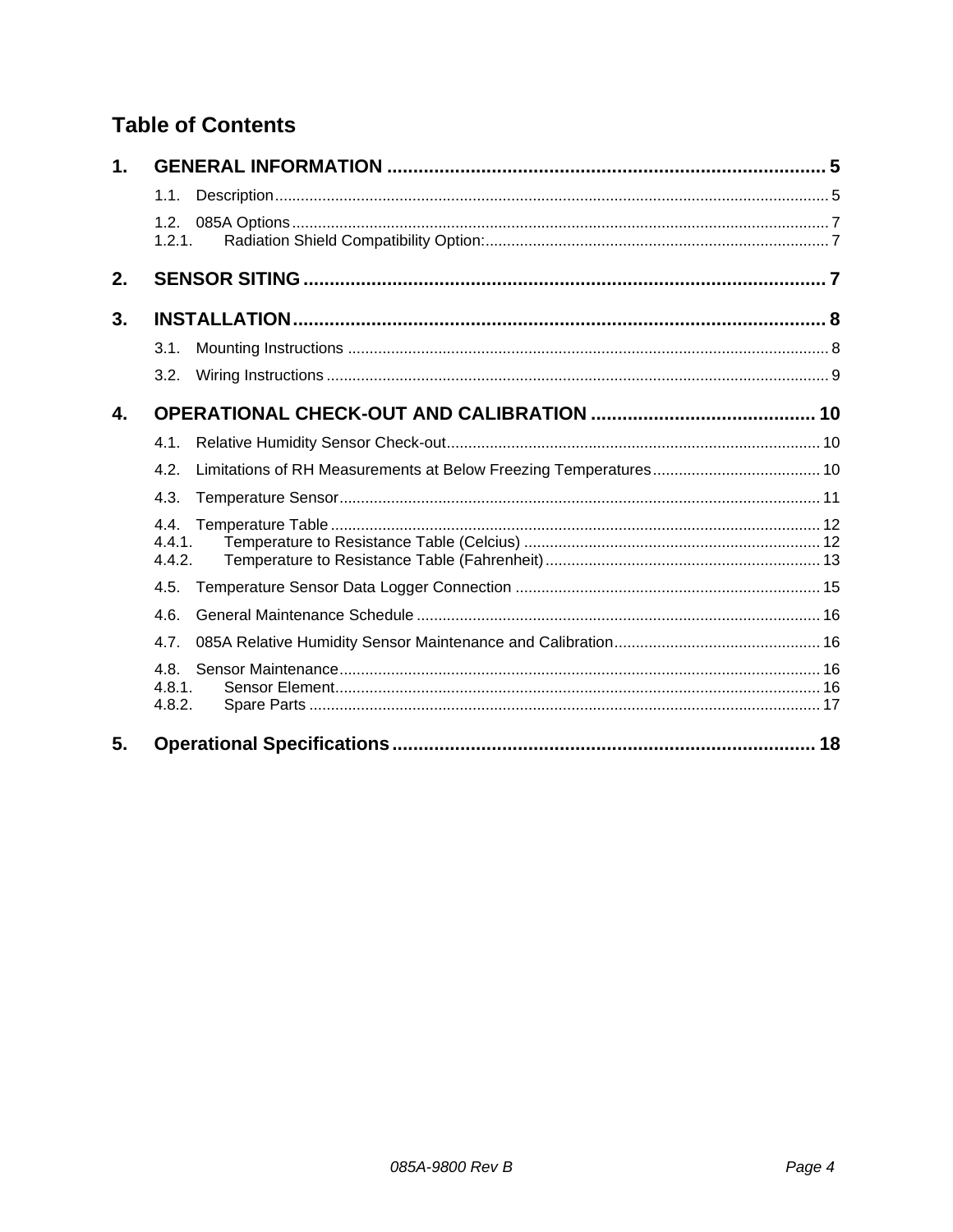# Table of Contents

1. **GENERAL INFORMATION** ........ 5
   - 1.1. Description ........ 5
   - 1.2. 085A Options ........ 7
     - 1.2.1. Radiation Shield Compatibility Option: ........ 7
2. **SENSOR SITING** ........ 7
3. **INSTALLATION** ........ 8
   - 3.1. Mounting Instructions ........ 8
   - 3.2. Wiring Instructions ........ 9
4. **OPERATIONAL CHECK-OUT AND CALIBRATION** ........ 10
   - 4.1. Relative Humidity Sensor Check-out ........ 10
   - 4.2. Limitations of RH Measurements at Below Freezing Temperatures ........ 10
   - 4.3. Temperature Sensor ........ 11
   - 4.4. Temperature Table ........ 12
     - 4.4.1. Temperature to Resistance Table (Celcius) ........ 12
     - 4.4.2. Temperature to Resistance Table (Fahrenheit) ........ 13
   - 4.5. Temperature Sensor Data Logger Connection ........ 15
   - 4.6. General Maintenance Schedule ........ 16
   - 4.7. 085A Relative Humidity Sensor Maintenance and Calibration ........ 16
   - 4.8. Sensor Maintenance ........ 16
     - 4.8.1. Sensor Element ........ 16
     - 4.8.2. Spare Parts ........ 17
5. **Operational Specifications** ........ 18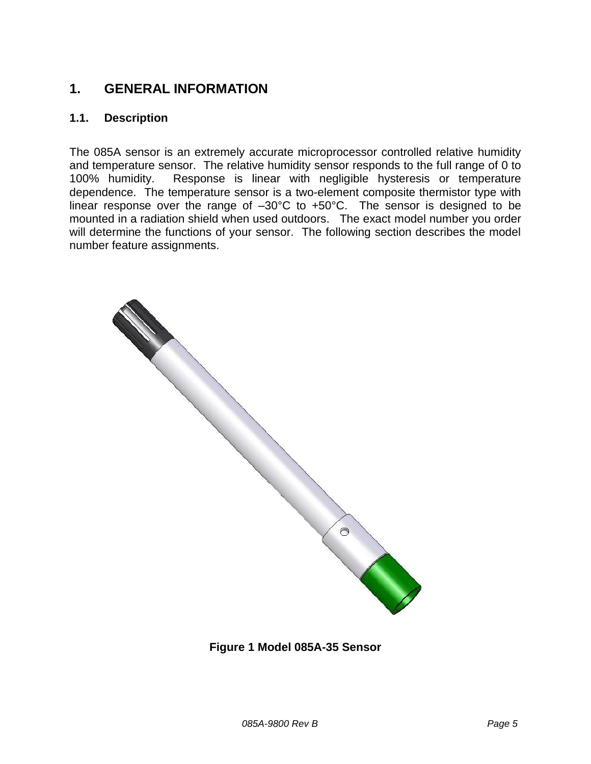# 1. GENERAL INFORMATION

## 1.1. Description

The 085A sensor is an extremely accurate microprocessor controlled relative humidity and temperature sensor. The relative humidity sensor responds to the full range of 0 to 100% humidity. Response is linear with negligible hysteresis or temperature dependence. The temperature sensor is a two-element composite thermistor type with linear response over the range of –30°C to +50°C. The sensor is designed to be mounted in a radiation shield when used outdoors. The exact model number you order will determine the functions of your sensor. The following section describes the model number feature assignments.

**Figure 1 Model 085A-35 Sensor**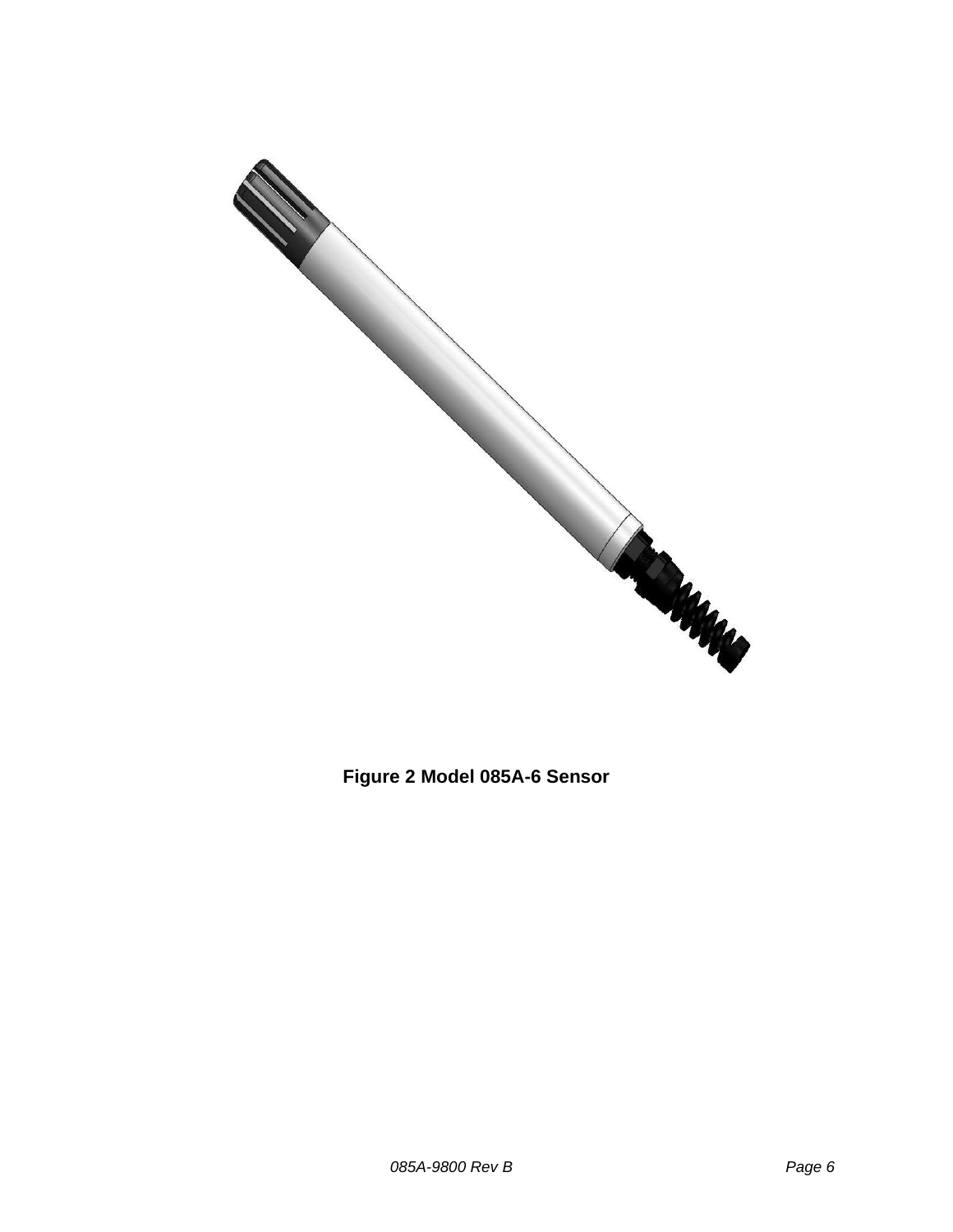**Figure 2 Model 085A-6 Sensor**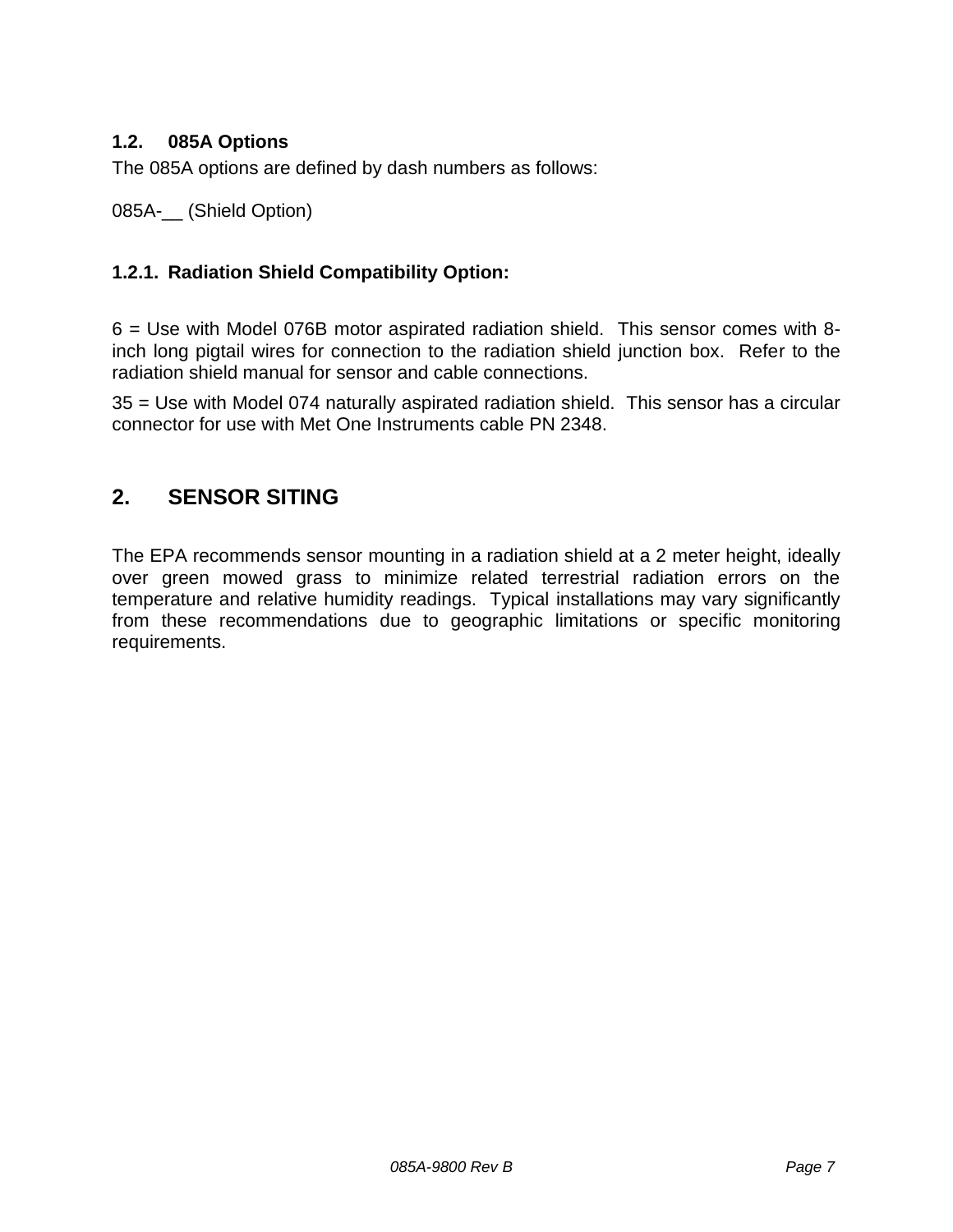### 1.2. 085A Options

The 085A options are defined by dash numbers as follows:

085A-__ (Shield Option)

#### 1.2.1. Radiation Shield Compatibility Option:

6 = Use with Model 076B motor aspirated radiation shield. This sensor comes with 8-inch long pigtail wires for connection to the radiation shield junction box. Refer to the radiation shield manual for sensor and cable connections.

35 = Use with Model 074 naturally aspirated radiation shield. This sensor has a circular connector for use with Met One Instruments cable PN 2348.

## 2. SENSOR SITING

The EPA recommends sensor mounting in a radiation shield at a 2 meter height, ideally over green mowed grass to minimize related terrestrial radiation errors on the temperature and relative humidity readings. Typical installations may vary significantly from these recommendations due to geographic limitations or specific monitoring requirements.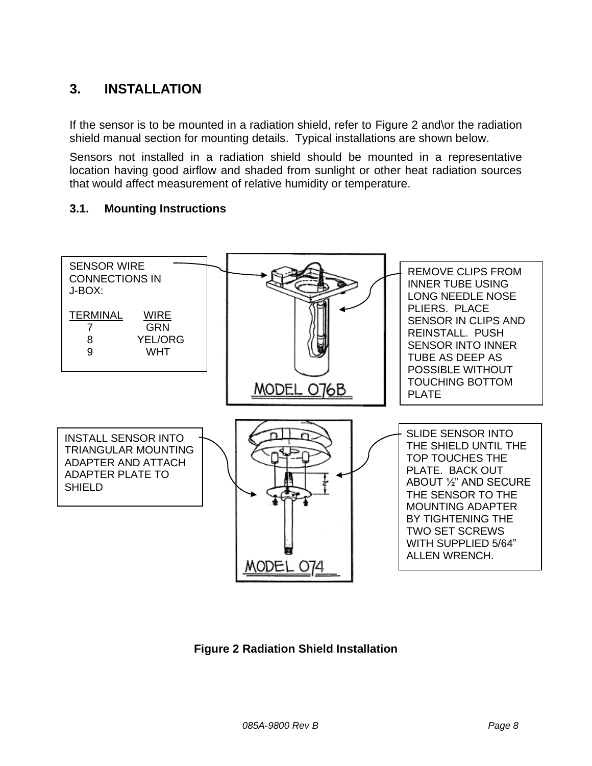## 3. INSTALLATION

If the sensor is to be mounted in a radiation shield, refer to Figure 2 and\or the radiation shield manual section for mounting details. Typical installations are shown below.

Sensors not installed in a radiation shield should be mounted in a representative location having good airflow and shaded from sunlight or other heat radiation sources that would affect measurement of relative humidity or temperature.

### 3.1. Mounting Instructions

SENSOR WIRE CONNECTIONS IN J-BOX:

| TERMINAL | WIRE |
|---|---|
| 7 | GRN |
| 8 | YEL/ORG |
| 9 | WHT |

REMOVE CLIPS FROM INNER TUBE USING LONG NEEDLE NOSE PLIERS. PLACE SENSOR IN CLIPS AND REINSTALL. PUSH SENSOR INTO INNER TUBE AS DEEP AS POSSIBLE WITHOUT TOUCHING BOTTOM PLATE

MODEL 076B

INSTALL SENSOR INTO TRIANGULAR MOUNTING ADAPTER AND ATTACH ADAPTER PLATE TO SHIELD

SLIDE SENSOR INTO THE SHIELD UNTIL THE TOP TOUCHES THE PLATE. BACK OUT ABOUT ½" AND SECURE THE SENSOR TO THE MOUNTING ADAPTER BY TIGHTENING THE TWO SET SCREWS WITH SUPPLIED 5/64" ALLEN WRENCH.

MODEL 074

**Figure 2 Radiation Shield Installation**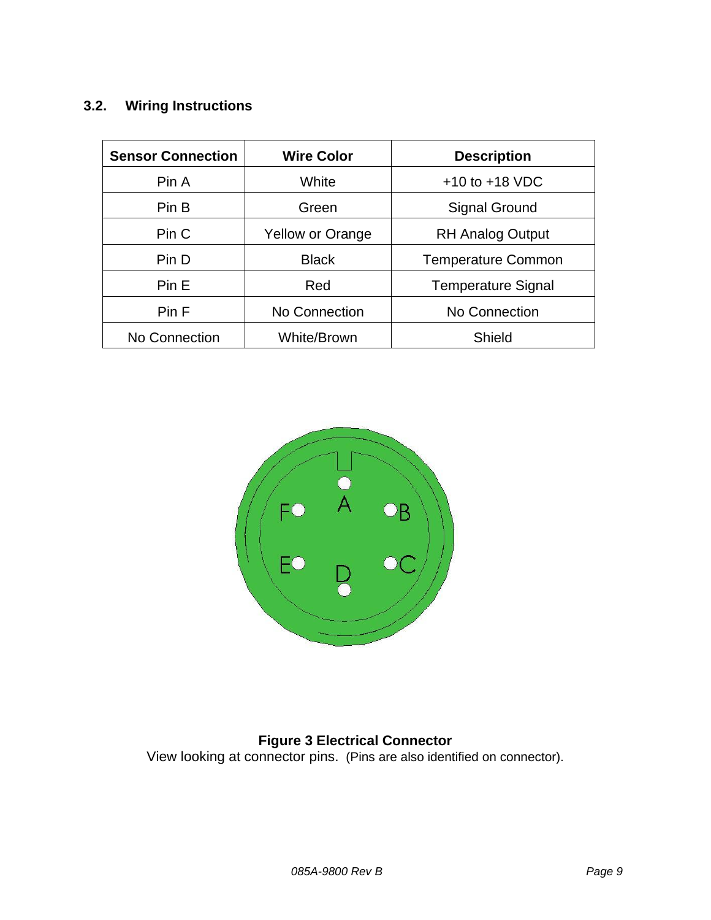### 3.2. Wiring Instructions

| Sensor Connection | Wire Color | Description |
|---|---|---|
| Pin A | White | +10 to +18 VDC |
| Pin B | Green | Signal Ground |
| Pin C | Yellow or Orange | RH Analog Output |
| Pin D | Black | Temperature Common |
| Pin E | Red | Temperature Signal |
| Pin F | No Connection | No Connection |
| No Connection | White/Brown | Shield |

**Figure 3 Electrical Connector**

View looking at connector pins. (Pins are also identified on connector).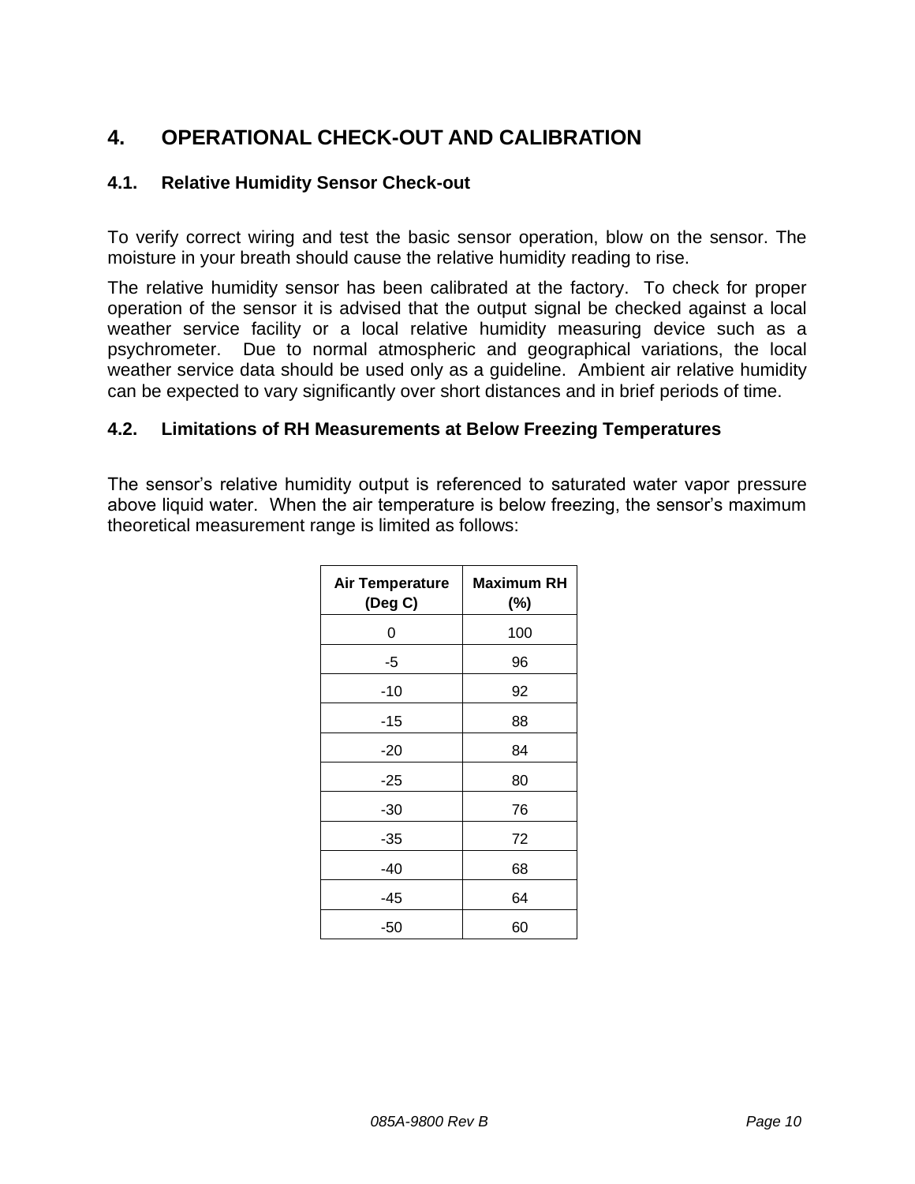# 4. OPERATIONAL CHECK-OUT AND CALIBRATION

## 4.1. Relative Humidity Sensor Check-out

To verify correct wiring and test the basic sensor operation, blow on the sensor. The moisture in your breath should cause the relative humidity reading to rise.

The relative humidity sensor has been calibrated at the factory. To check for proper operation of the sensor it is advised that the output signal be checked against a local weather service facility or a local relative humidity measuring device such as a psychrometer. Due to normal atmospheric and geographical variations, the local weather service data should be used only as a guideline. Ambient air relative humidity can be expected to vary significantly over short distances and in brief periods of time.

## 4.2. Limitations of RH Measurements at Below Freezing Temperatures

The sensor's relative humidity output is referenced to saturated water vapor pressure above liquid water. When the air temperature is below freezing, the sensor's maximum theoretical measurement range is limited as follows:

| Air Temperature (Deg C) | Maximum RH (%) |
|---|---|
| 0 | 100 |
| -5 | 96 |
| -10 | 92 |
| -15 | 88 |
| -20 | 84 |
| -25 | 80 |
| -30 | 76 |
| -35 | 72 |
| -40 | 68 |
| -45 | 64 |
| -50 | 60 |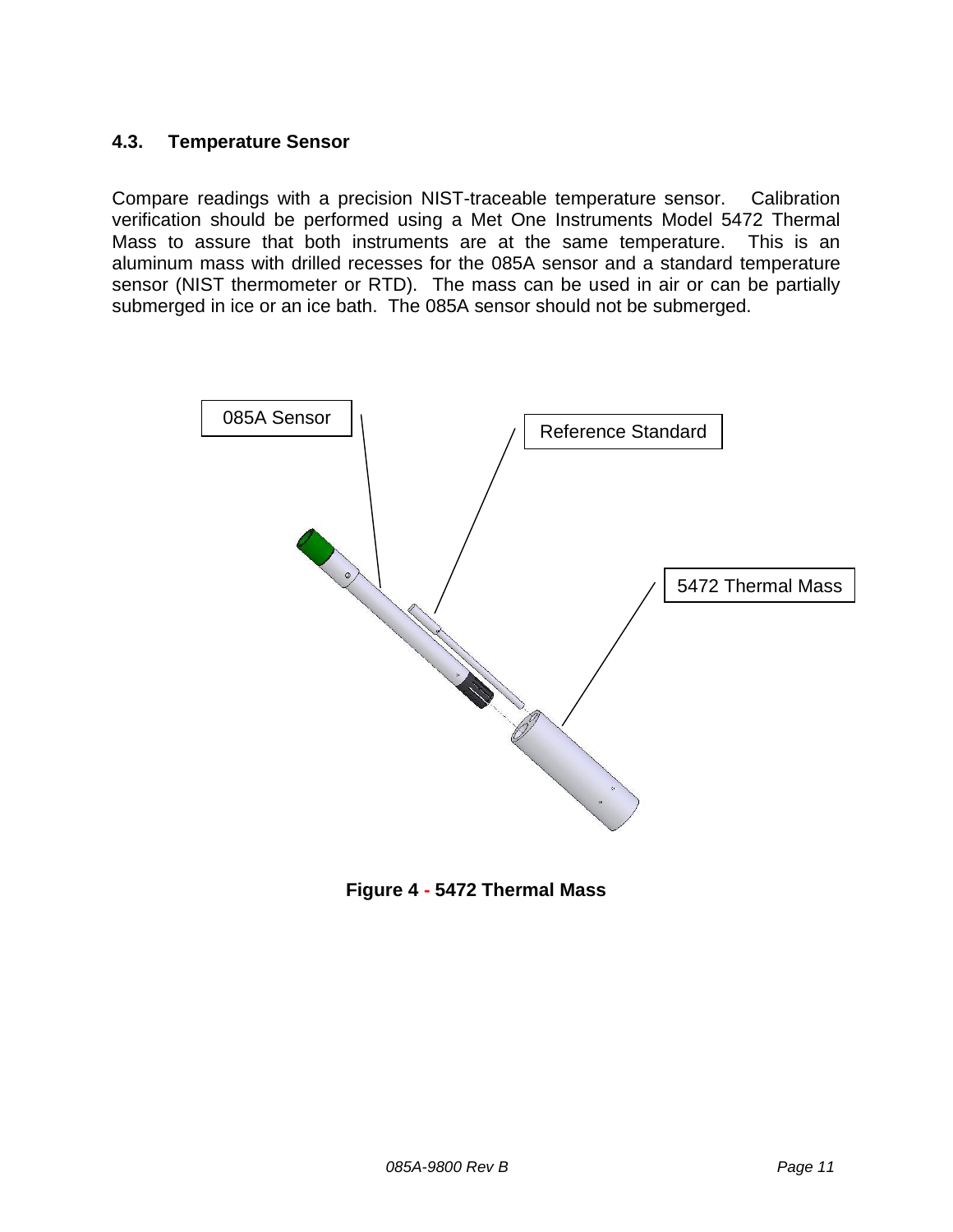### 4.3. Temperature Sensor

Compare readings with a precision NIST-traceable temperature sensor. Calibration verification should be performed using a Met One Instruments Model 5472 Thermal Mass to assure that both instruments are at the same temperature. This is an aluminum mass with drilled recesses for the 085A sensor and a standard temperature sensor (NIST thermometer or RTD). The mass can be used in air or can be partially submerged in ice or an ice bath. The 085A sensor should not be submerged.

085A Sensor

Reference Standard

5472 Thermal Mass

**Figure 4 - 5472 Thermal Mass**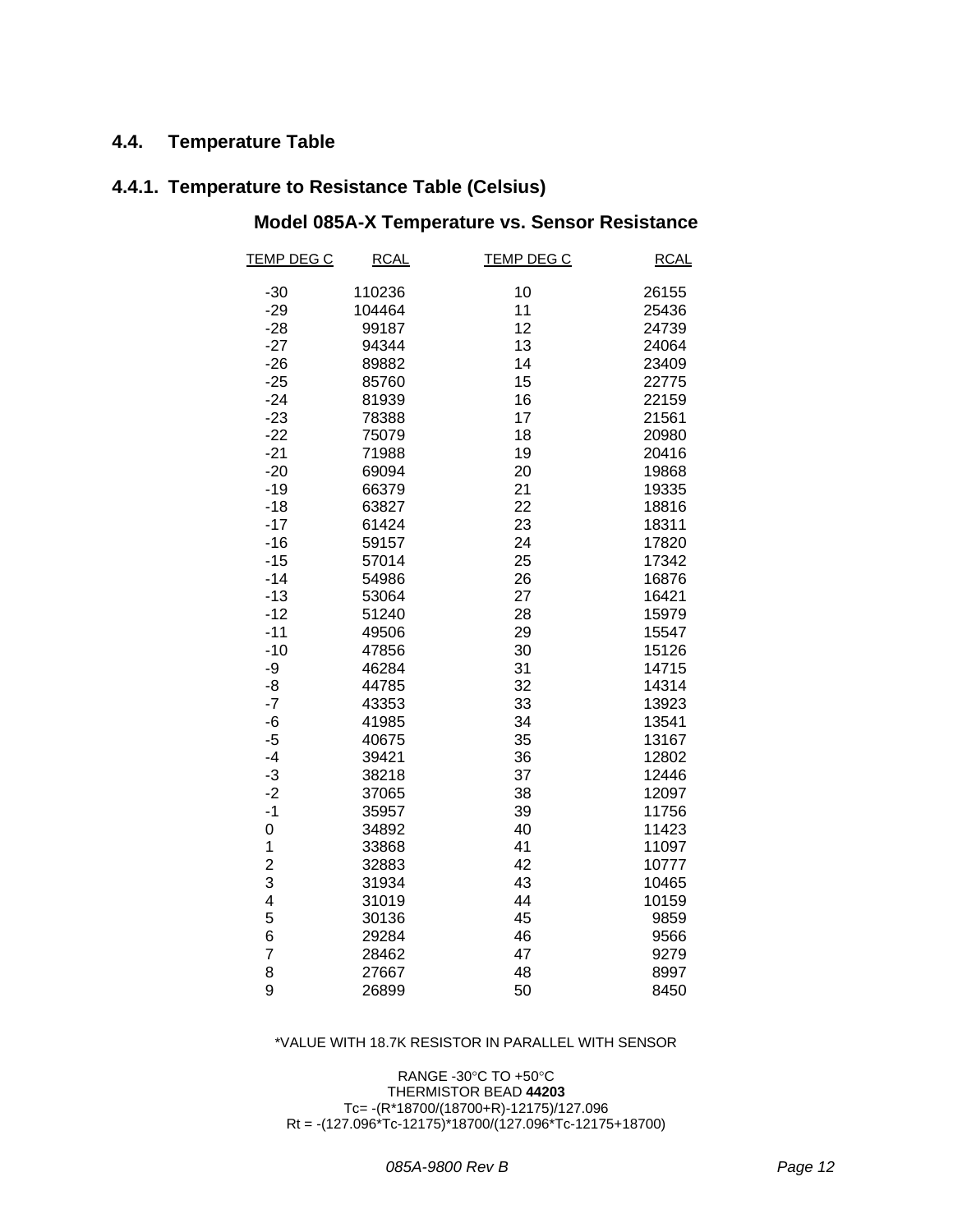## 4.4. Temperature Table

### 4.4.1. Temperature to Resistance Table (Celsius)

**Model 085A-X Temperature vs. Sensor Resistance**

| TEMP DEG C | RCAL | TEMP DEG C | RCAL |
|---|---|---|---|
| -30 | 110236 | 10 | 26155 |
| -29 | 104464 | 11 | 25436 |
| -28 | 99187 | 12 | 24739 |
| -27 | 94344 | 13 | 24064 |
| -26 | 89882 | 14 | 23409 |
| -25 | 85760 | 15 | 22775 |
| -24 | 81939 | 16 | 22159 |
| -23 | 78388 | 17 | 21561 |
| -22 | 75079 | 18 | 20980 |
| -21 | 71988 | 19 | 20416 |
| -20 | 69094 | 20 | 19868 |
| -19 | 66379 | 21 | 19335 |
| -18 | 63827 | 22 | 18816 |
| -17 | 61424 | 23 | 18311 |
| -16 | 59157 | 24 | 17820 |
| -15 | 57014 | 25 | 17342 |
| -14 | 54986 | 26 | 16876 |
| -13 | 53064 | 27 | 16421 |
| -12 | 51240 | 28 | 15979 |
| -11 | 49506 | 29 | 15547 |
| -10 | 47856 | 30 | 15126 |
| -9 | 46284 | 31 | 14715 |
| -8 | 44785 | 32 | 14314 |
| -7 | 43353 | 33 | 13923 |
| -6 | 41985 | 34 | 13541 |
| -5 | 40675 | 35 | 13167 |
| -4 | 39421 | 36 | 12802 |
| -3 | 38218 | 37 | 12446 |
| -2 | 37065 | 38 | 12097 |
| -1 | 35957 | 39 | 11756 |
| 0 | 34892 | 40 | 11423 |
| 1 | 33868 | 41 | 11097 |
| 2 | 32883 | 42 | 10777 |
| 3 | 31934 | 43 | 10465 |
| 4 | 31019 | 44 | 10159 |
| 5 | 30136 | 45 | 9859 |
| 6 | 29284 | 46 | 9566 |
| 7 | 28462 | 47 | 9279 |
| 8 | 27667 | 48 | 8997 |
| 9 | 26899 | 50 | 8450 |

*VALUE WITH 18.7K RESISTOR IN PARALLEL WITH SENSOR

RANGE -30°C TO +50°C
THERMISTOR BEAD **44203**
Tc= -(R*18700/(18700+R)-12175)/127.096
Rt = -(127.096*Tc-12175)*18700/(127.096*Tc-12175+18700)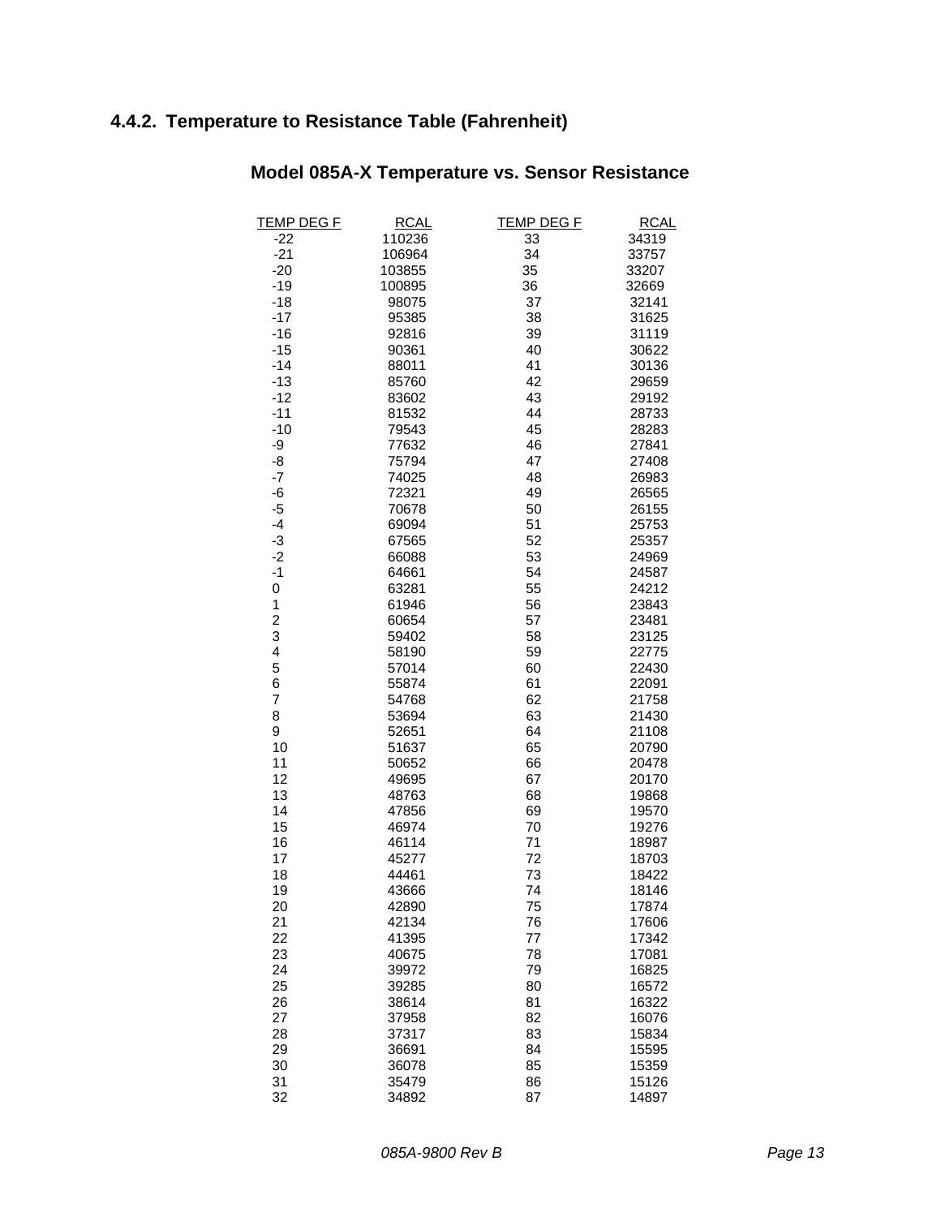### 4.4.2. Temperature to Resistance Table (Fahrenheit)

**Model 085A-X Temperature vs. Sensor Resistance**

| TEMP DEG F | RCAL | TEMP DEG F | RCAL |
|---|---|---|---|
| -22 | 110236 | 33 | 34319 |
| -21 | 106964 | 34 | 33757 |
| -20 | 103855 | 35 | 33207 |
| -19 | 100895 | 36 | 32669 |
| -18 | 98075 | 37 | 32141 |
| -17 | 95385 | 38 | 31625 |
| -16 | 92816 | 39 | 31119 |
| -15 | 90361 | 40 | 30622 |
| -14 | 88011 | 41 | 30136 |
| -13 | 85760 | 42 | 29659 |
| -12 | 83602 | 43 | 29192 |
| -11 | 81532 | 44 | 28733 |
| -10 | 79543 | 45 | 28283 |
| -9 | 77632 | 46 | 27841 |
| -8 | 75794 | 47 | 27408 |
| -7 | 74025 | 48 | 26983 |
| -6 | 72321 | 49 | 26565 |
| -5 | 70678 | 50 | 26155 |
| -4 | 69094 | 51 | 25753 |
| -3 | 67565 | 52 | 25357 |
| -2 | 66088 | 53 | 24969 |
| -1 | 64661 | 54 | 24587 |
| 0 | 63281 | 55 | 24212 |
| 1 | 61946 | 56 | 23843 |
| 2 | 60654 | 57 | 23481 |
| 3 | 59402 | 58 | 23125 |
| 4 | 58190 | 59 | 22775 |
| 5 | 57014 | 60 | 22430 |
| 6 | 55874 | 61 | 22091 |
| 7 | 54768 | 62 | 21758 |
| 8 | 53694 | 63 | 21430 |
| 9 | 52651 | 64 | 21108 |
| 10 | 51637 | 65 | 20790 |
| 11 | 50652 | 66 | 20478 |
| 12 | 49695 | 67 | 20170 |
| 13 | 48763 | 68 | 19868 |
| 14 | 47856 | 69 | 19570 |
| 15 | 46974 | 70 | 19276 |
| 16 | 46114 | 71 | 18987 |
| 17 | 45277 | 72 | 18703 |
| 18 | 44461 | 73 | 18422 |
| 19 | 43666 | 74 | 18146 |
| 20 | 42890 | 75 | 17874 |
| 21 | 42134 | 76 | 17606 |
| 22 | 41395 | 77 | 17342 |
| 23 | 40675 | 78 | 17081 |
| 24 | 39972 | 79 | 16825 |
| 25 | 39285 | 80 | 16572 |
| 26 | 38614 | 81 | 16322 |
| 27 | 37958 | 82 | 16076 |
| 28 | 37317 | 83 | 15834 |
| 29 | 36691 | 84 | 15595 |
| 30 | 36078 | 85 | 15359 |
| 31 | 35479 | 86 | 15126 |
| 32 | 34892 | 87 | 14897 |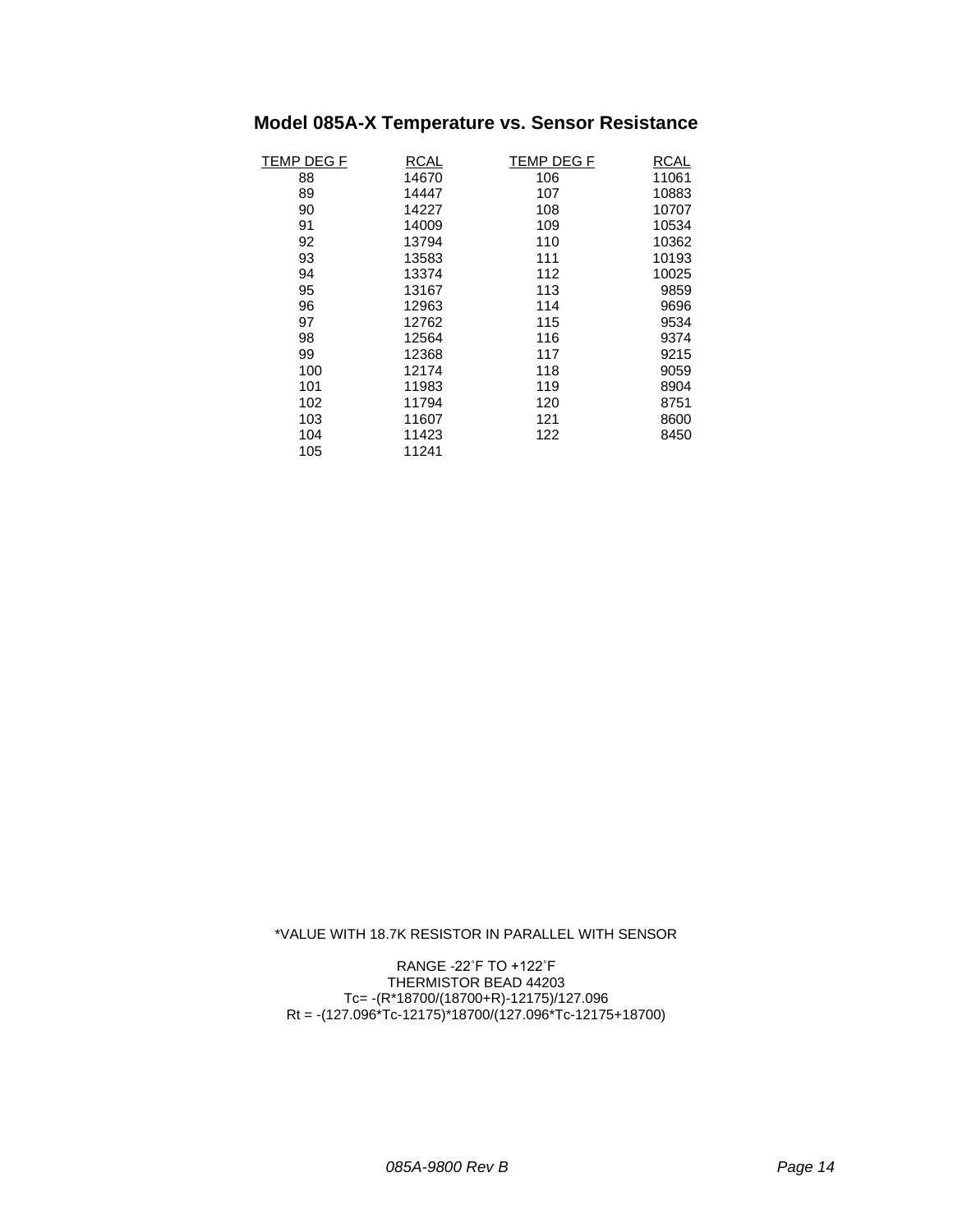## Model 085A-X Temperature vs. Sensor Resistance

| TEMP DEG F | RCAL | TEMP DEG F | RCAL |
|---|---|---|---|
| 88 | 14670 | 106 | 11061 |
| 89 | 14447 | 107 | 10883 |
| 90 | 14227 | 108 | 10707 |
| 91 | 14009 | 109 | 10534 |
| 92 | 13794 | 110 | 10362 |
| 93 | 13583 | 111 | 10193 |
| 94 | 13374 | 112 | 10025 |
| 95 | 13167 | 113 | 9859 |
| 96 | 12963 | 114 | 9696 |
| 97 | 12762 | 115 | 9534 |
| 98 | 12564 | 116 | 9374 |
| 99 | 12368 | 117 | 9215 |
| 100 | 12174 | 118 | 9059 |
| 101 | 11983 | 119 | 8904 |
| 102 | 11794 | 120 | 8751 |
| 103 | 11607 | 121 | 8600 |
| 104 | 11423 | 122 | 8450 |
| 105 | 11241 | | |

*VALUE WITH 18.7K RESISTOR IN PARALLEL WITH SENSOR

RANGE -22˚F TO +122˚F

THERMISTOR BEAD 44203

Tc= -(R*18700/(18700+R)-12175)/127.096

Rt = -(127.096*Tc-12175)*18700/(127.096*Tc-12175+18700)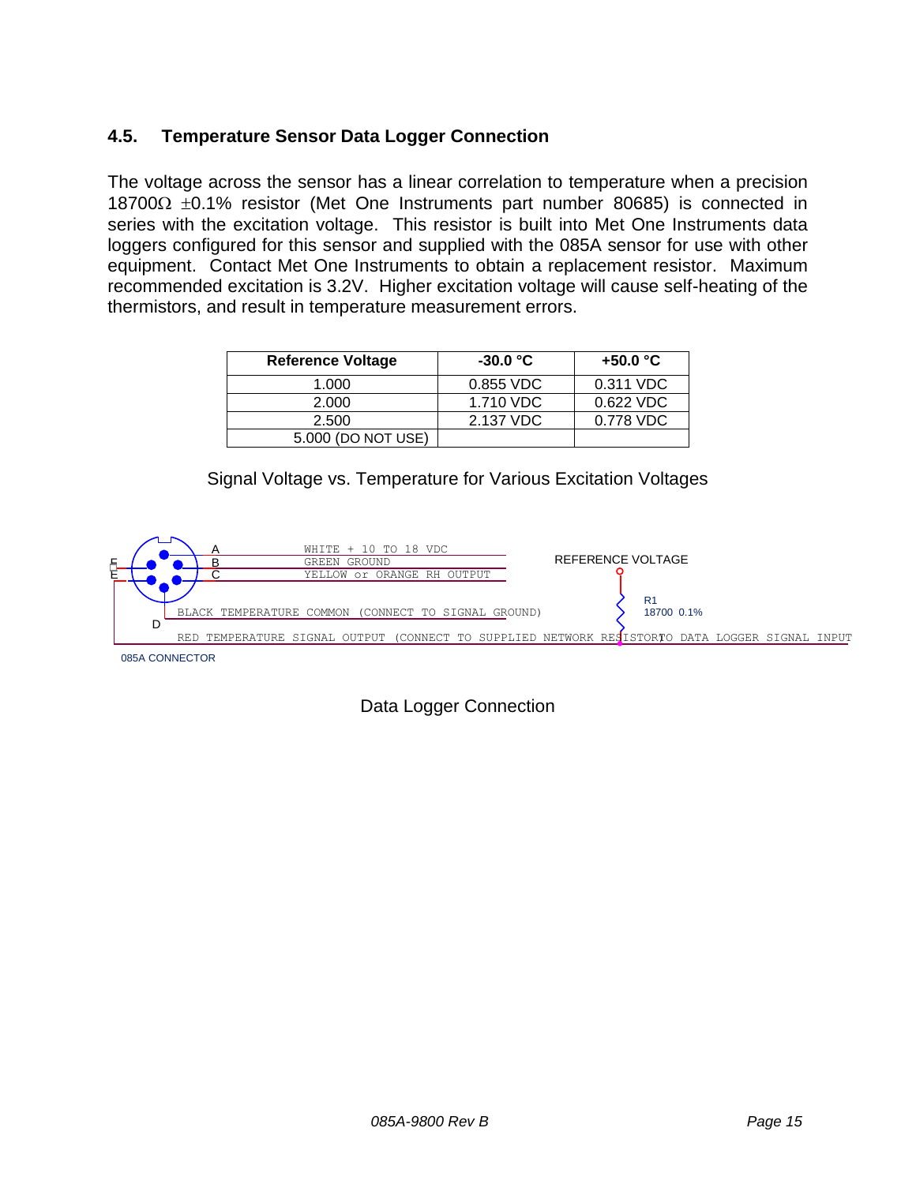## 4.5. Temperature Sensor Data Logger Connection

The voltage across the sensor has a linear correlation to temperature when a precision 18700Ω ±0.1% resistor (Met One Instruments part number 80685) is connected in series with the excitation voltage. This resistor is built into Met One Instruments data loggers configured for this sensor and supplied with the 085A sensor for use with other equipment. Contact Met One Instruments to obtain a replacement resistor. Maximum recommended excitation is 3.2V. Higher excitation voltage will cause self-heating of the thermistors, and result in temperature measurement errors.

| Reference Voltage | -30.0 °C | +50.0 °C |
|---|---|---|
| 1.000 | 0.855 VDC | 0.311 VDC |
| 2.000 | 1.710 VDC | 0.622 VDC |
| 2.500 | 2.137 VDC | 0.778 VDC |
| 5.000 (DO NOT USE) | | |

Signal Voltage vs. Temperature for Various Excitation Voltages

A — WHITE + 10 TO 18 VDC
B — GREEN GROUND
C — YELLOW or ORANGE RH OUTPUT
D — BLACK TEMPERATURE COMMON (CONNECT TO SIGNAL GROUND)
E — RED TEMPERATURE SIGNAL OUTPUT (CONNECT TO SUPPLIED NETWORK RESISTOR TO DATA LOGGER SIGNAL INPUT

REFERENCE VOLTAGE

R1
18700 0.1%

085A CONNECTOR

Data Logger Connection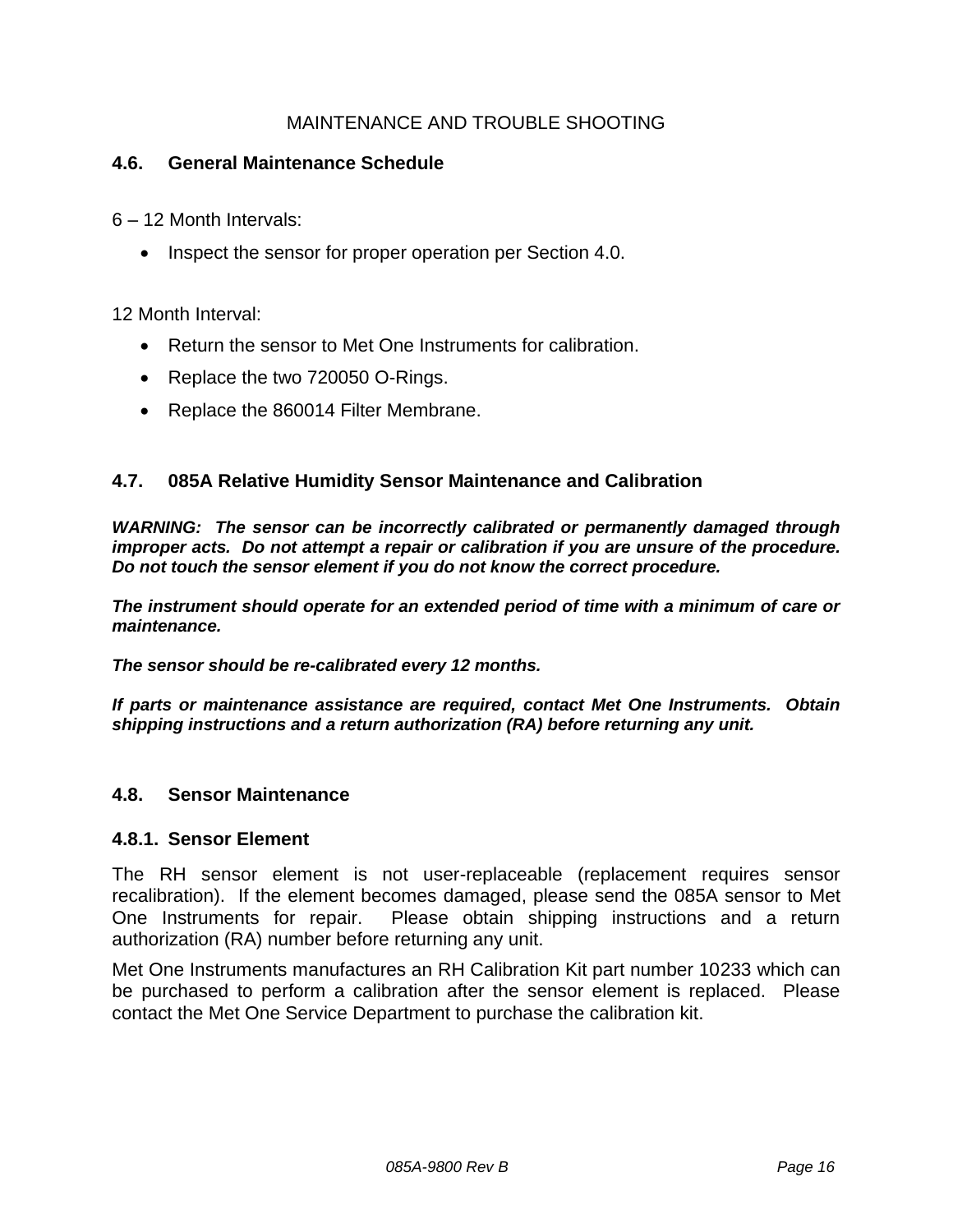MAINTENANCE AND TROUBLE SHOOTING

## 4.6. General Maintenance Schedule

6 – 12 Month Intervals:

- Inspect the sensor for proper operation per Section 4.0.

12 Month Interval:

- Return the sensor to Met One Instruments for calibration.
- Replace the two 720050 O-Rings.
- Replace the 860014 Filter Membrane.

## 4.7. 085A Relative Humidity Sensor Maintenance and Calibration

***WARNING: The sensor can be incorrectly calibrated or permanently damaged through improper acts. Do not attempt a repair or calibration if you are unsure of the procedure. Do not touch the sensor element if you do not know the correct procedure.***

***The instrument should operate for an extended period of time with a minimum of care or maintenance.***

***The sensor should be re-calibrated every 12 months.***

***If parts or maintenance assistance are required, contact Met One Instruments. Obtain shipping instructions and a return authorization (RA) before returning any unit.***

## 4.8. Sensor Maintenance

### 4.8.1. Sensor Element

The RH sensor element is not user-replaceable (replacement requires sensor recalibration). If the element becomes damaged, please send the 085A sensor to Met One Instruments for repair. Please obtain shipping instructions and a return authorization (RA) number before returning any unit.

Met One Instruments manufactures an RH Calibration Kit part number 10233 which can be purchased to perform a calibration after the sensor element is replaced. Please contact the Met One Service Department to purchase the calibration kit.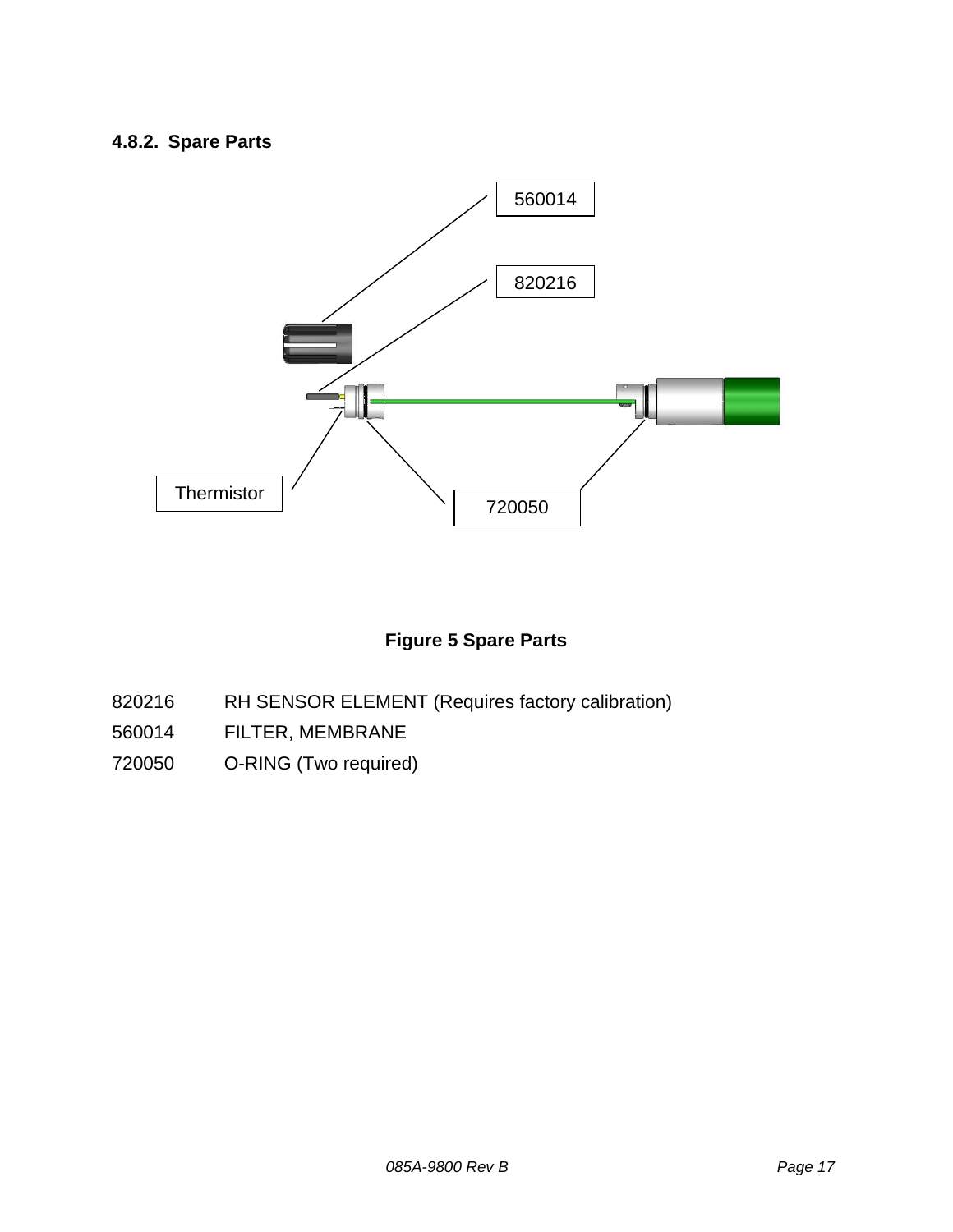#### 4.8.2. Spare Parts

560014

820216

Thermistor

720050

**Figure 5 Spare Parts**

820216 RH SENSOR ELEMENT (Requires factory calibration)

560014 FILTER, MEMBRANE

720050 O-RING (Two required)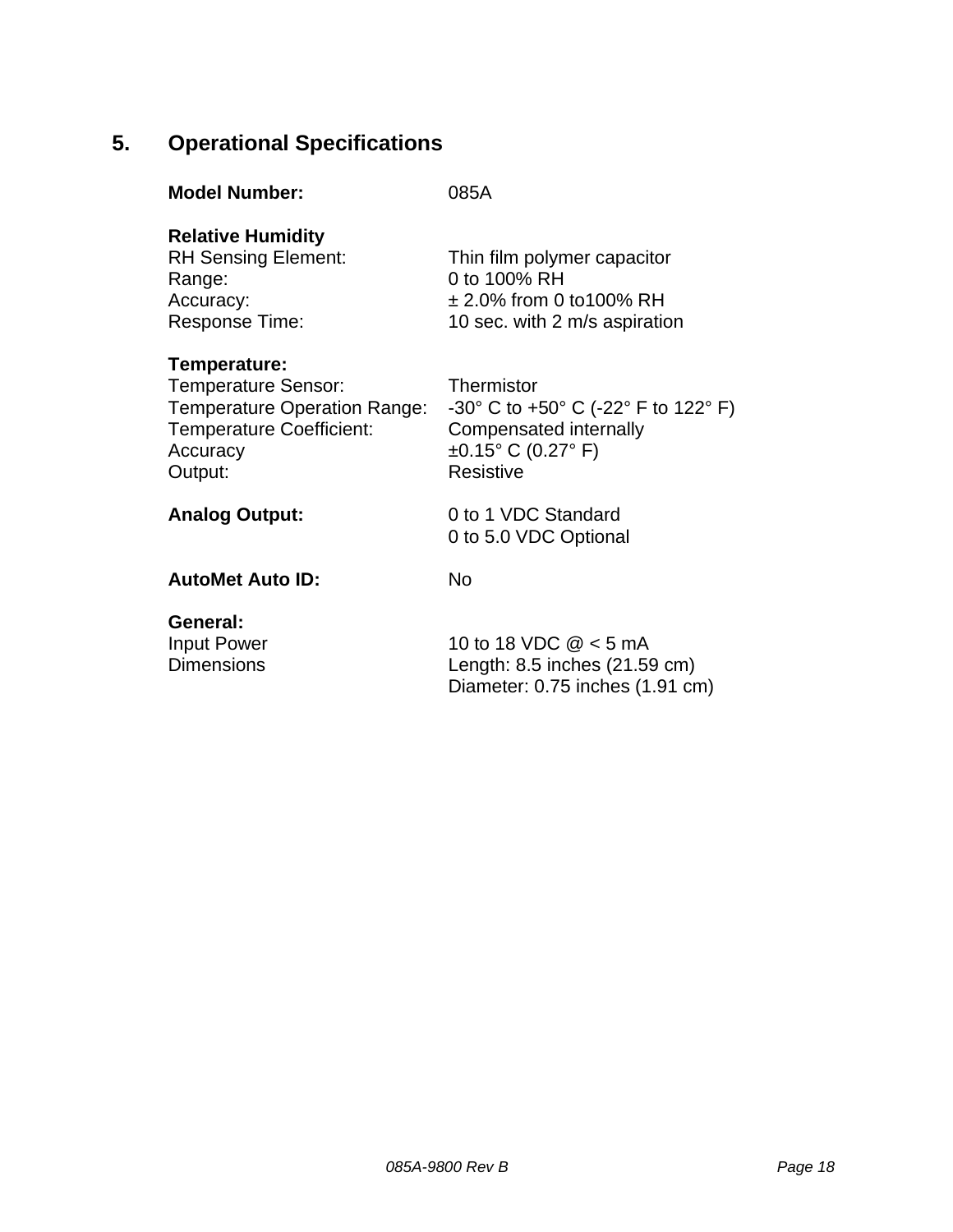## 5. Operational Specifications

| | |
|---|---|
| **Model Number:** | 085A |
| **Relative Humidity** | |
| RH Sensing Element: | Thin film polymer capacitor |
| Range: | 0 to 100% RH |
| Accuracy: | ± 2.0% from 0 to100% RH |
| Response Time: | 10 sec. with 2 m/s aspiration |
| **Temperature:** | |
| Temperature Sensor: | Thermistor |
| Temperature Operation Range: | -30° C to +50° C (-22° F to 122° F) |
| Temperature Coefficient: | Compensated internally |
| Accuracy | ±0.15° C (0.27° F) |
| Output: | Resistive |
| **Analog Output:** | 0 to 1 VDC Standard<br>0 to 5.0 VDC Optional |
| **AutoMet Auto ID:** | No |
| **General:** | |
| Input Power | 10 to 18 VDC @ < 5 mA |
| Dimensions | Length: 8.5 inches (21.59 cm)<br>Diameter: 0.75 inches (1.91 cm) |